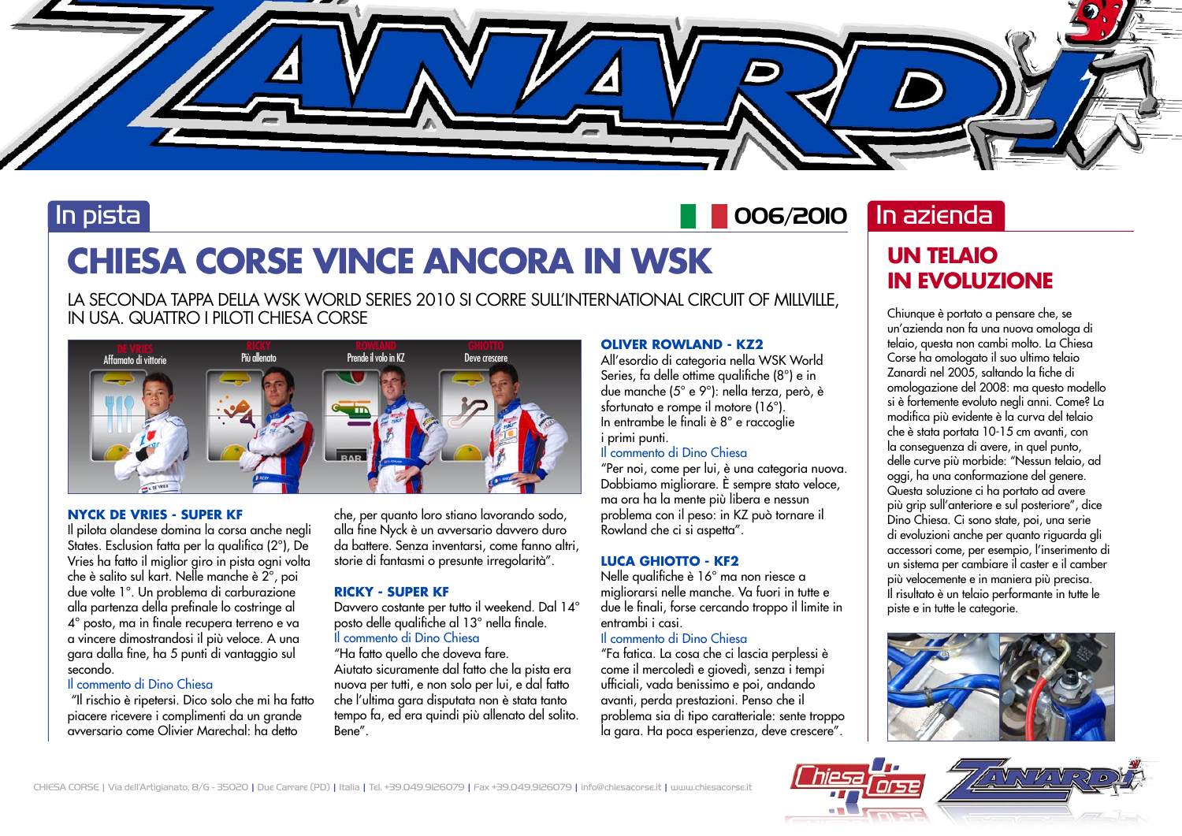# In pista

006/2010

## CHIESA CORSE VINCE ANCORA IN WSK

LA SECONDA TAPPA DELLA WSK WORLD SERIES 2010 SI CORRE SULL'INTERNATIONAL CIRCUIT OF MILLVILLE, IN USA. QUATTRO I PILOTI CHIESA CORSE

DE VRIES – Affamato di vittorie
RICKY – Più allenato
ROWLAND – Prende il volo in KZ
GHIOTTO – Deve crescere

### NYCK DE VRIES - SUPER KF

Il pilota olandese domina la corsa anche negli States. Esclusion fatta per la qualifica (2°), De Vries ha fatto il miglior giro in pista ogni volta che è salito sul kart. Nelle manche è 2°, poi due volte 1°. Un problema di carburazione alla partenza della prefinale lo costringe al 4° posto, ma in finale recupera terreno e va a vincere dimostrandosi il più veloce. A una gara dalla fine, ha 5 punti di vantaggio sul secondo.

Il commento di Dino Chiesa

"Il rischio è ripetersi. Dico solo che mi ha fatto piacere ricevere i complimenti da un grande avversario come Olivier Marechal: ha detto che, per quanto loro stiano lavorando sodo, alla fine Nyck è un avversario davvero duro da battere. Senza inventarsi, come fanno altri, storie di fantasmi o presunte irregolarità".

### RICKY - SUPER KF

Davvero costante per tutto il weekend. Dal 14° posto delle qualifiche al 13° nella finale.

Il commento di Dino Chiesa

"Ha fatto quello che doveva fare. Aiutato sicuramente dal fatto che la pista era nuova per tutti, e non solo per lui, e dal fatto che l'ultima gara disputata non è stata tanto tempo fa, ed era quindi più allenato del solito. Bene".

### OLIVER ROWLAND - KZ2

All'esordio di categoria nella WSK World Series, fa delle ottime qualifiche (8°) e in due manche (5° e 9°): nella terza, però, è sfortunato e rompe il motore (16°). In entrambe le finali è 8° e raccoglie i primi punti.

Il commento di Dino Chiesa

"Per noi, come per lui, è una categoria nuova. Dobbiamo migliorare. È sempre stato veloce, ma ora ha la mente più libera e nessun problema con il peso: in KZ può tornare il Rowland che ci si aspetta".

### LUCA GHIOTTO - KF2

Nelle qualifiche è 16° ma non riesce a migliorarsi nelle manche. Va fuori in tutte e due le finali, forse cercando troppo il limite in entrambi i casi.

Il commento di Dino Chiesa

"Fa fatica. La cosa che ci lascia perplessi è come il mercoledì e giovedì, senza i tempi ufficiali, vada benissimo e poi, andando avanti, perda prestazioni. Penso che il problema sia di tipo caratteriale: sente troppo la gara. Ha poca esperienza, deve crescere".

# In azienda

## UN TELAIO IN EVOLUZIONE

Chiunque è portato a pensare che, se un'azienda non fa una nuova omologa di telaio, questa non cambi molto. La Chiesa Corse ha omologato il suo ultimo telaio Zanardi nel 2005, saltando la fiche di omologazione del 2008: ma questo modello si è fortemente evoluto negli anni. Come? La modifica più evidente è la curva del telaio che è stata portata 10-15 cm avanti, con la conseguenza di avere, in quel punto, delle curve più morbide: "Nessun telaio, ad oggi, ha una conformazione del genere. Questa soluzione ci ha portato ad avere più grip sull'anteriore e sul posteriore", dice Dino Chiesa. Ci sono state, poi, una serie di evoluzioni anche per quanto riguarda gli accessori come, per esempio, l'inserimento di un sistema per cambiare il caster e il camber più velocemente e in maniera più precisa. Il risultato è un telaio performante in tutte le piste e in tutte le categorie.

CHIESA CORSE | Via dell'Artigianato, 8/G - 35020 | Due Carrare (PD) | Italia | Tel. +39.049.9126079 | Fax +39.049.9126079 | info@chiesacorse.it | www.chiesacorse.it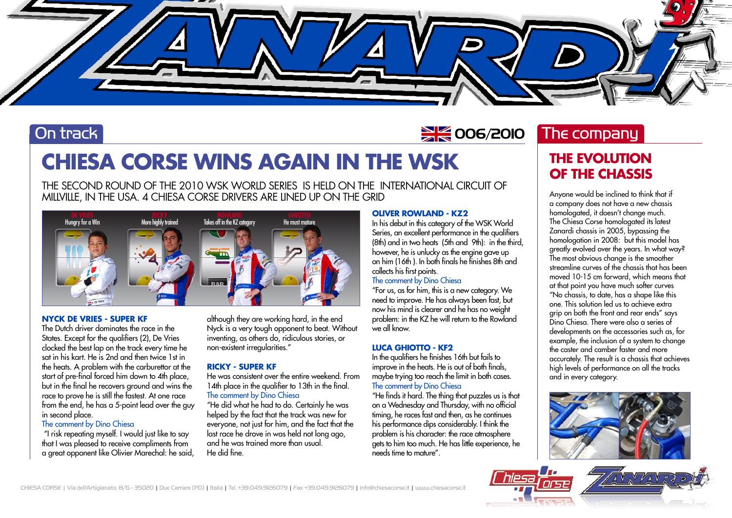On track

006/2010

# CHIESA CORSE WINS AGAIN IN THE WSK

THE SECOND ROUND OF THE 2010 WSK WORLD SERIES IS HELD ON THE INTERNATIONAL CIRCUIT OF MILLVILLE, IN THE USA. 4 CHIESA CORSE DRIVERS ARE LINED UP ON THE GRID

DE VRIES
Hungry for a Win

RICKY
More highly trained

ROWLAND
Takes off in the KZ category

GHIOTTO
He must mature

### NYCK DE VRIES - SUPER KF

The Dutch driver dominates the race in the States. Except for the qualifiers (2), De Vries clocked the best lap on the track every time he sat in his kart. He is 2nd and then twice 1st in the heats. A problem with the carburettor at the start of pre-final forced him down to 4th place, but in the final he recovers ground and wins the race to prove he is still the fastest. At one race from the end, he has a 5-point lead over the guy in second place.

The comment by Dino Chiesa

"I risk repeating myself. I would just like to say that I was pleased to receive compliments from a great opponent like Olivier Marechal: he said, although they are working hard, in the end Nyck is a very tough opponent to beat. Without inventing, as others do, ridiculous stories, or non-existent irregularities."

### RICKY - SUPER KF

He was consistent over the entire weekend. From 14th place in the qualifier to 13th in the final.

The comment by Dino Chiesa

"He did what he had to do. Certainly he was helped by the fact that the track was new for everyone, not just for him, and the fact that the last race he drove in was held not long ago, and he was trained more than usual. He did fine.

### OLIVER ROWLAND - KZ2

In his debut in this category of the WSK World Series, an excellent performance in the qualifiers (8th) and in two heats (5th and 9th): in the third, however, he is unlucky as the engine gave up on him (16th ). In both finals he finishes 8th and collects his first points.

The comment by Dino Chiesa

"For us, as for him, this is a new category. We need to improve. He has always been fast, but now his mind is clearer and he has no weight problem: in the KZ he will return to the Rowland we all know.

### LUCA GHIOTTO - KF2

In the qualifiers he finishes 16th but fails to improve in the heats. He is out of both finals, maybe trying too reach the limit in both cases.

The comment by Dino Chiesa

"He finds it hard. The thing that puzzles us is that on a Wednesday and Thursday, with no official timing, he races fast and then, as he continues his performance dips considerably. I think the problem is his character: the race atmosphere gets to him too much. He has little experience, he needs time to mature".

The company

## THE EVOLUTION OF THE CHASSIS

Anyone would be inclined to think that if a company does not have a new chassis homologated, it doesn't change much. The Chiesa Corse homologated its latest Zanardi chassis in 2005, bypassing the homologation in 2008: but this model has greatly evolved over the years. In what way? The most obvious change is the smoother streamline curves of the chassis that has been moved 10-15 cm forward, which means that at that point you have much softer curves "No chassis, to date, has a shape like this one. This solution led us to achieve extra grip on both the front and rear ends" says Dino Chiesa. There were also a series of developments on the accessories such as, for example, the inclusion of a system to change the caster and camber faster and more accurately. The result is a chassis that achieves high levels of performance on all the tracks and in every category.

CHIESA CORSE | Via dell'Artigianato, 8/G - 35020 | Due Carrare (PD) | Italia | Tel. +39.049.9126079 | Fax +39.049.9126079 | info@chiesacorse.it | www.chiesacorse.it